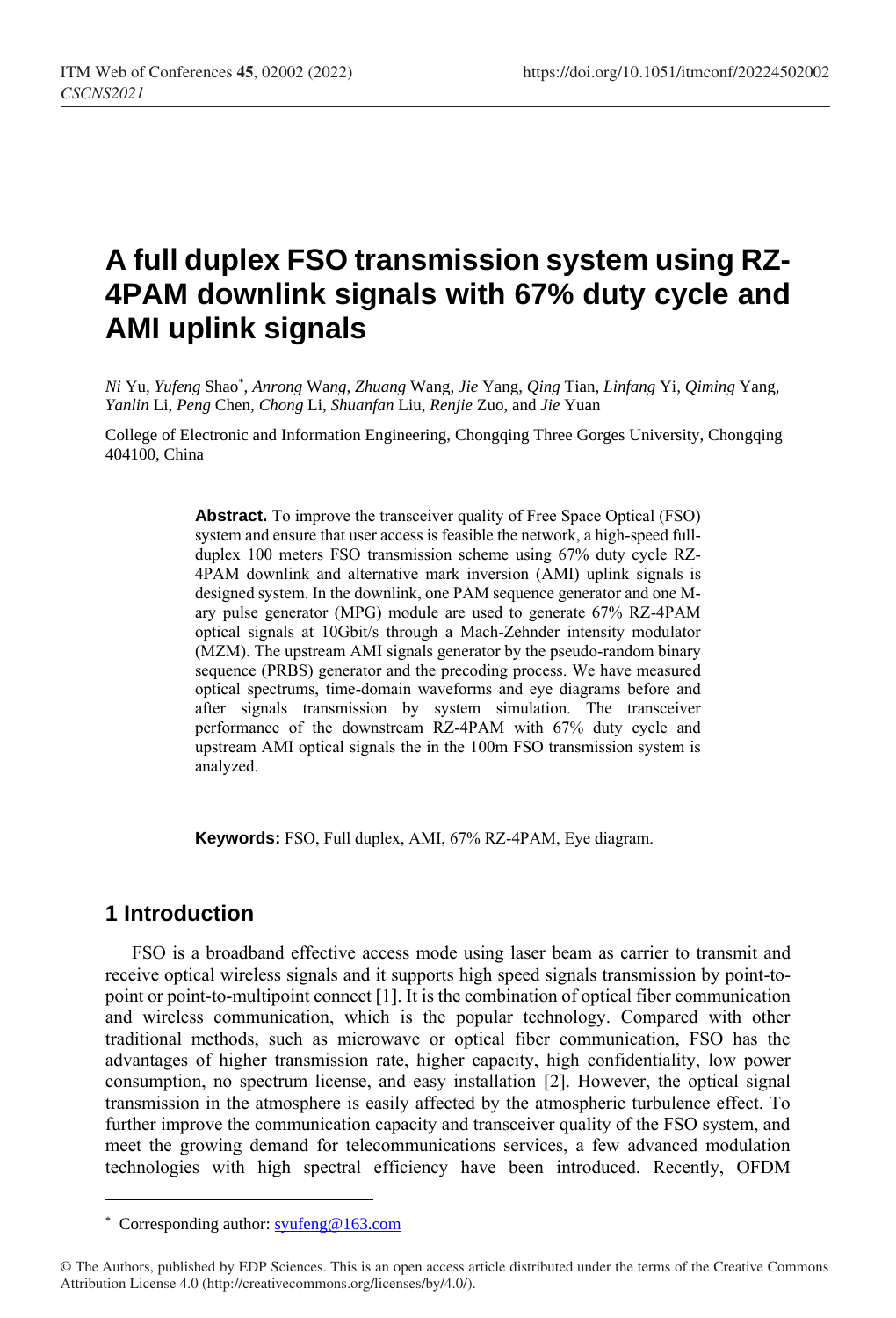# A full duplex FSO transmission system using RZ-4PAM downlink signals with 67% duty cycle and AMI uplink signals

*Ni* Yu, *Yufeng* Shao*, *Anrong* Wang, *Zhuang* Wang, *Jie* Yang, *Qing* Tian, *Linfang* Yi, *Qiming* Yang, *Yanlin* Li, *Peng* Chen, *Chong* Li, *Shuanfan* Liu, *Renjie* Zuo, and *Jie* Yuan

College of Electronic and Information Engineering, Chongqing Three Gorges University, Chongqing 404100, China

**Abstract.** To improve the transceiver quality of Free Space Optical (FSO) system and ensure that user access is feasible the network, a high-speed full-duplex 100 meters FSO transmission scheme using 67% duty cycle RZ-4PAM downlink and alternative mark inversion (AMI) uplink signals is designed system. In the downlink, one PAM sequence generator and one M-ary pulse generator (MPG) module are used to generate 67% RZ-4PAM optical signals at 10Gbit/s through a Mach-Zehnder intensity modulator (MZM). The upstream AMI signals generator by the pseudo-random binary sequence (PRBS) generator and the precoding process. We have measured optical spectrums, time-domain waveforms and eye diagrams before and after signals transmission by system simulation. The transceiver performance of the downstream RZ-4PAM with 67% duty cycle and upstream AMI optical signals the in the 100m FSO transmission system is analyzed.

**Keywords:** FSO, Full duplex, AMI, 67% RZ-4PAM, Eye diagram.

## 1 Introduction

FSO is a broadband effective access mode using laser beam as carrier to transmit and receive optical wireless signals and it supports high speed signals transmission by point-to-point or point-to-multipoint connect [1]. It is the combination of optical fiber communication and wireless communication, which is the popular technology. Compared with other traditional methods, such as microwave or optical fiber communication, FSO has the advantages of higher transmission rate, higher capacity, high confidentiality, low power consumption, no spectrum license, and easy installation [2]. However, the optical signal transmission in the atmosphere is easily affected by the atmospheric turbulence effect. To further improve the communication capacity and transceiver quality of the FSO system, and meet the growing demand for telecommunications services, a few advanced modulation technologies with high spectral efficiency have been introduced. Recently, OFDM

---

* Corresponding author: syufeng@163.com

© The Authors, published by EDP Sciences. This is an open access article distributed under the terms of the Creative Commons Attribution License 4.0 (http://creativecommons.org/licenses/by/4.0/).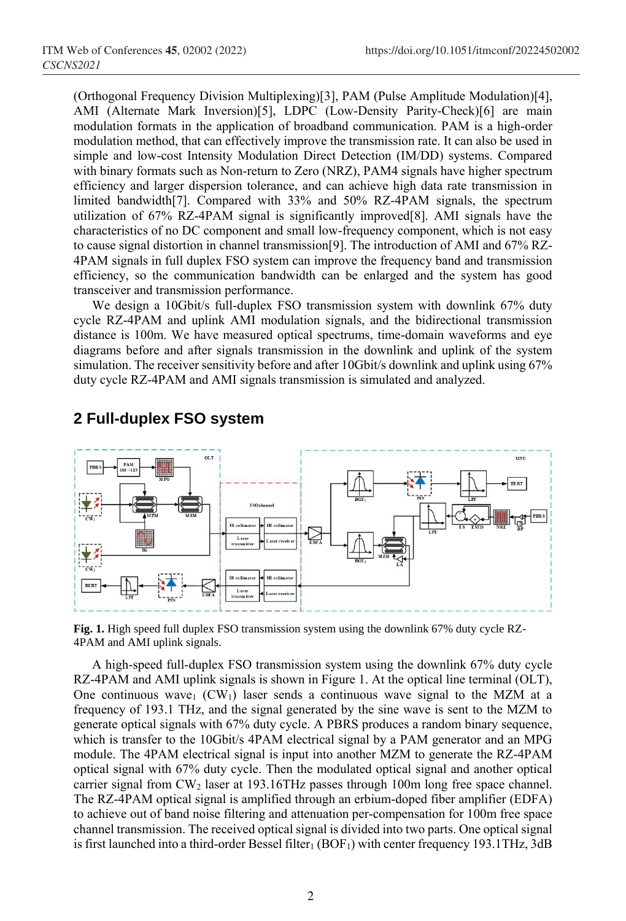(Orthogonal Frequency Division Multiplexing)[3], PAM (Pulse Amplitude Modulation)[4], AMI (Alternate Mark Inversion)[5], LDPC (Low-Density Parity-Check)[6] are main modulation formats in the application of broadband communication. PAM is a high-order modulation method, that can effectively improve the transmission rate. It can also be used in simple and low-cost Intensity Modulation Direct Detection (IM/DD) systems. Compared with binary formats such as Non-return to Zero (NRZ), PAM4 signals have higher spectrum efficiency and larger dispersion tolerance, and can achieve high data rate transmission in limited bandwidth[7]. Compared with 33% and 50% RZ-4PAM signals, the spectrum utilization of 67% RZ-4PAM signal is significantly improved[8]. AMI signals have the characteristics of no DC component and small low-frequency component, which is not easy to cause signal distortion in channel transmission[9]. The introduction of AMI and 67% RZ-4PAM signals in full duplex FSO system can improve the frequency band and transmission efficiency, so the communication bandwidth can be enlarged and the system has good transceiver and transmission performance.

We design a 10Gbit/s full-duplex FSO transmission system with downlink 67% duty cycle RZ-4PAM and uplink AMI modulation signals, and the bidirectional transmission distance is 100m. We have measured optical spectrums, time-domain waveforms and eye diagrams before and after signals transmission in the downlink and uplink of the system simulation. The receiver sensitivity before and after 10Gbit/s downlink and uplink using 67% duty cycle RZ-4PAM and AMI signals transmission is simulated and analyzed.

## 2 Full-duplex FSO system

**Fig. 1.** High speed full duplex FSO transmission system using the downlink 67% duty cycle RZ-4PAM and AMI uplink signals.

A high-speed full-duplex FSO transmission system using the downlink 67% duty cycle RZ-4PAM and AMI uplink signals is shown in Figure 1. At the optical line terminal (OLT), One continuous wave$_1$ (CW$_1$) laser sends a continuous wave signal to the MZM at a frequency of 193.1 THz, and the signal generated by the sine wave is sent to the MZM to generate optical signals with 67% duty cycle. A PBRS produces a random binary sequence, which is transfer to the 10Gbit/s 4PAM electrical signal by a PAM generator and an MPG module. The 4PAM electrical signal is input into another MZM to generate the RZ-4PAM optical signal with 67% duty cycle. Then the modulated optical signal and another optical carrier signal from CW$_2$ laser at 193.16THz passes through 100m long free space channel. The RZ-4PAM optical signal is amplified through an erbium-doped fiber amplifier (EDFA) to achieve out of band noise filtering and attenuation per-compensation for 100m free space channel transmission. The received optical signal is divided into two parts. One optical signal is first launched into a third-order Bessel filter$_1$ (BOF$_1$) with center frequency 193.1THz, 3dB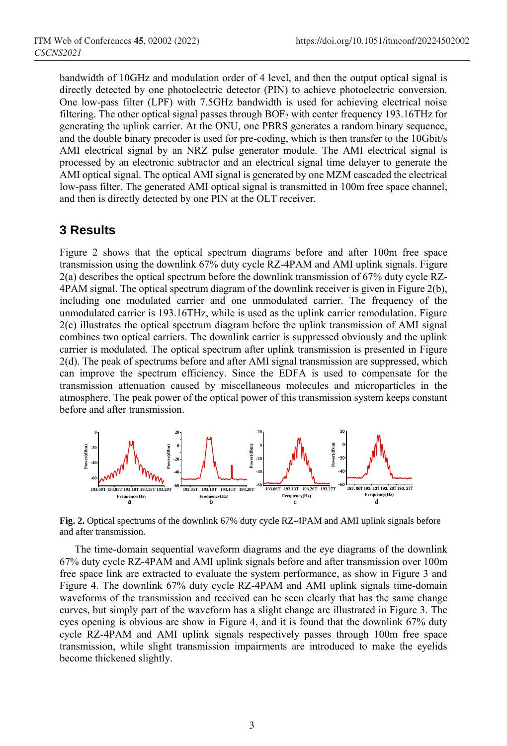bandwidth of 10GHz and modulation order of 4 level, and then the output optical signal is directly detected by one photoelectric detector (PIN) to achieve photoelectric conversion. One low-pass filter (LPF) with 7.5GHz bandwidth is used for achieving electrical noise filtering. The other optical signal passes through $BOF_2$ with center frequency 193.16THz for generating the uplink carrier. At the ONU, one PBRS generates a random binary sequence, and the double binary precoder is used for pre-coding, which is then transfer to the 10Gbit/s AMI electrical signal by an NRZ pulse generator module. The AMI electrical signal is processed by an electronic subtractor and an electrical signal time delayer to generate the AMI optical signal. The optical AMI signal is generated by one MZM cascaded the electrical low-pass filter. The generated AMI optical signal is transmitted in 100m free space channel, and then is directly detected by one PIN at the OLT receiver.

## 3 Results

Figure 2 shows that the optical spectrum diagrams before and after 100m free space transmission using the downlink 67% duty cycle RZ-4PAM and AMI uplink signals. Figure 2(a) describes the optical spectrum before the downlink transmission of 67% duty cycle RZ-4PAM signal. The optical spectrum diagram of the downlink receiver is given in Figure 2(b), including one modulated carrier and one unmodulated carrier. The frequency of the unmodulated carrier is 193.16THz, while is used as the uplink carrier remodulation. Figure 2(c) illustrates the optical spectrum diagram before the uplink transmission of AMI signal combines two optical carriers. The downlink carrier is suppressed obviously and the uplink carrier is modulated. The optical spectrum after uplink transmission is presented in Figure 2(d). The peak of spectrums before and after AMI signal transmission are suppressed, which can improve the spectrum efficiency. Since the EDFA is used to compensate for the transmission attenuation caused by miscellaneous molecules and microparticles in the atmosphere. The peak power of the optical power of this transmission system keeps constant before and after transmission.

**Fig. 2.** Optical spectrums of the downlink 67% duty cycle RZ-4PAM and AMI uplink signals before and after transmission.

The time-domain sequential waveform diagrams and the eye diagrams of the downlink 67% duty cycle RZ-4PAM and AMI uplink signals before and after transmission over 100m free space link are extracted to evaluate the system performance, as show in Figure 3 and Figure 4. The downlink 67% duty cycle RZ-4PAM and AMI uplink signals time-domain waveforms of the transmission and received can be seen clearly that has the same change curves, but simply part of the waveform has a slight change are illustrated in Figure 3. The eyes opening is obvious are show in Figure 4, and it is found that the downlink 67% duty cycle RZ-4PAM and AMI uplink signals respectively passes through 100m free space transmission, while slight transmission impairments are introduced to make the eyelids become thickened slightly.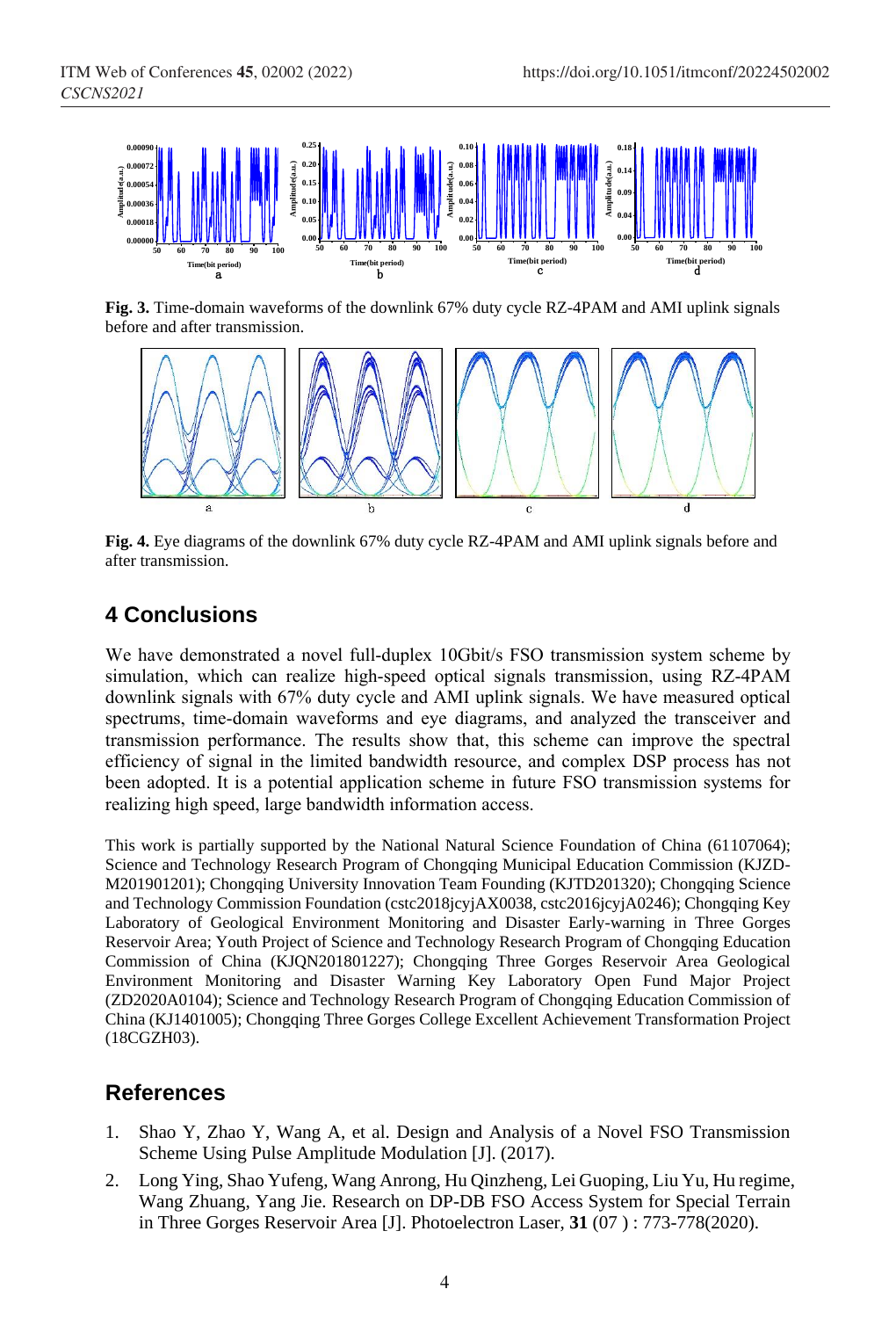Fig. 3. Time-domain waveforms of the downlink 67% duty cycle RZ-4PAM and AMI uplink signals before and after transmission.

Fig. 4. Eye diagrams of the downlink 67% duty cycle RZ-4PAM and AMI uplink signals before and after transmission.

## 4 Conclusions

We have demonstrated a novel full-duplex 10Gbit/s FSO transmission system scheme by simulation, which can realize high-speed optical signals transmission, using RZ-4PAM downlink signals with 67% duty cycle and AMI uplink signals. We have measured optical spectrums, time-domain waveforms and eye diagrams, and analyzed the transceiver and transmission performance. The results show that, this scheme can improve the spectral efficiency of signal in the limited bandwidth resource, and complex DSP process has not been adopted. It is a potential application scheme in future FSO transmission systems for realizing high speed, large bandwidth information access.

This work is partially supported by the National Natural Science Foundation of China (61107064); Science and Technology Research Program of Chongqing Municipal Education Commission (KJZD-M201901201); Chongqing University Innovation Team Founding (KJTD201320); Chongqing Science and Technology Commission Foundation (cstc2018jcyjAX0038, cstc2016jcyjA0246); Chongqing Key Laboratory of Geological Environment Monitoring and Disaster Early-warning in Three Gorges Reservoir Area; Youth Project of Science and Technology Research Program of Chongqing Education Commission of China (KJQN201801227); Chongqing Three Gorges Reservoir Area Geological Environment Monitoring and Disaster Warning Key Laboratory Open Fund Major Project (ZD2020A0104); Science and Technology Research Program of Chongqing Education Commission of China (KJ1401005); Chongqing Three Gorges College Excellent Achievement Transformation Project (18CGZH03).

## References

1. Shao Y, Zhao Y, Wang A, et al. Design and Analysis of a Novel FSO Transmission Scheme Using Pulse Amplitude Modulation [J]. (2017).
2. Long Ying, Shao Yufeng, Wang Anrong, Hu Qinzheng, Lei Guoping, Liu Yu, Hu regime, Wang Zhuang, Yang Jie. Research on DP-DB FSO Access System for Special Terrain in Three Gorges Reservoir Area [J]. Photoelectron Laser, **31** (07 ) : 773-778(2020).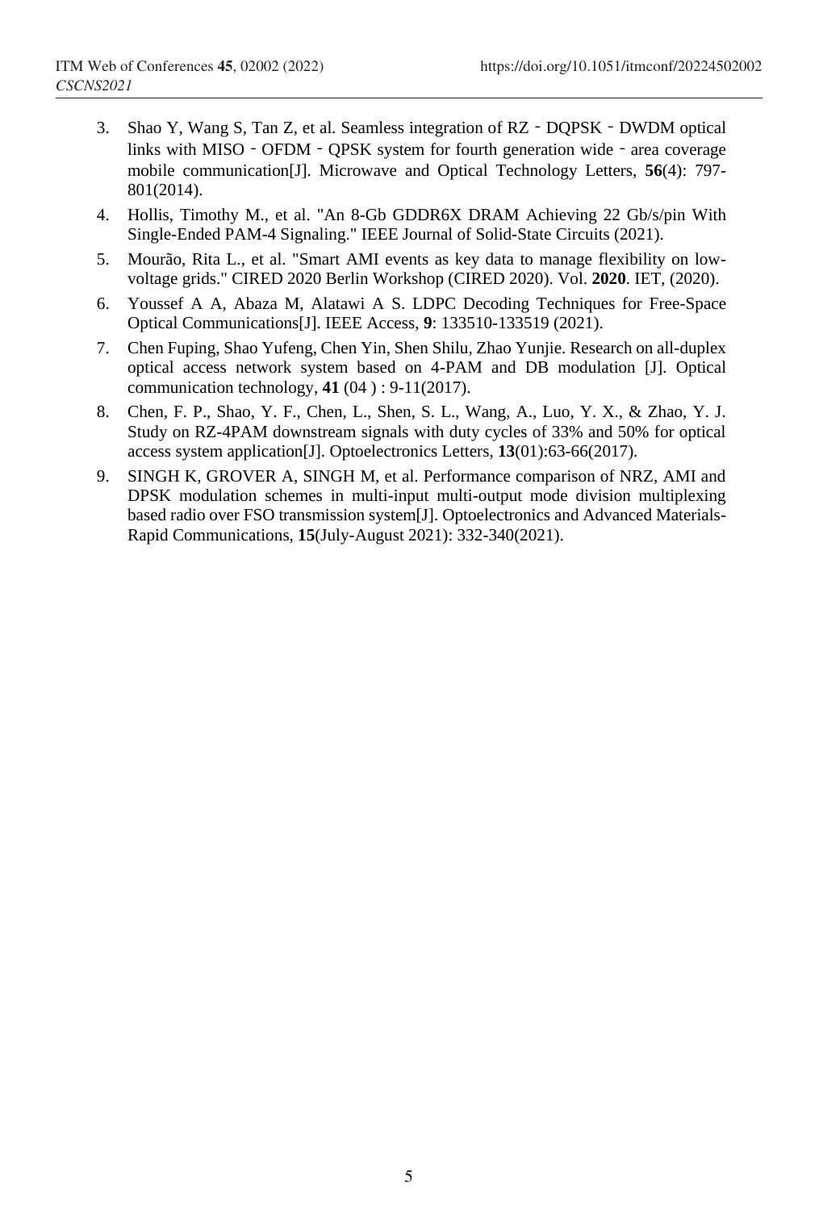3. Shao Y, Wang S, Tan Z, et al. Seamless integration of RZ－DQPSK－DWDM optical links with MISO－OFDM－QPSK system for fourth generation wide－area coverage mobile communication[J]. Microwave and Optical Technology Letters, **56**(4): 797-801(2014).
4. Hollis, Timothy M., et al. "An 8-Gb GDDR6X DRAM Achieving 22 Gb/s/pin With Single-Ended PAM-4 Signaling." IEEE Journal of Solid-State Circuits (2021).
5. Mourão, Rita L., et al. "Smart AMI events as key data to manage flexibility on low-voltage grids." CIRED 2020 Berlin Workshop (CIRED 2020). Vol. **2020**. IET, (2020).
6. Youssef A A, Abaza M, Alatawi A S. LDPC Decoding Techniques for Free-Space Optical Communications[J]. IEEE Access, **9**: 133510-133519 (2021).
7. Chen Fuping, Shao Yufeng, Chen Yin, Shen Shilu, Zhao Yunjie. Research on all-duplex optical access network system based on 4-PAM and DB modulation [J]. Optical communication technology, **41** (04 ) : 9-11(2017).
8. Chen, F. P., Shao, Y. F., Chen, L., Shen, S. L., Wang, A., Luo, Y. X., & Zhao, Y. J. Study on RZ-4PAM downstream signals with duty cycles of 33% and 50% for optical access system application[J]. Optoelectronics Letters, **13**(01):63-66(2017).
9. SINGH K, GROVER A, SINGH M, et al. Performance comparison of NRZ, AMI and DPSK modulation schemes in multi-input multi-output mode division multiplexing based radio over FSO transmission system[J]. Optoelectronics and Advanced Materials-Rapid Communications, **15**(July-August 2021): 332-340(2021).